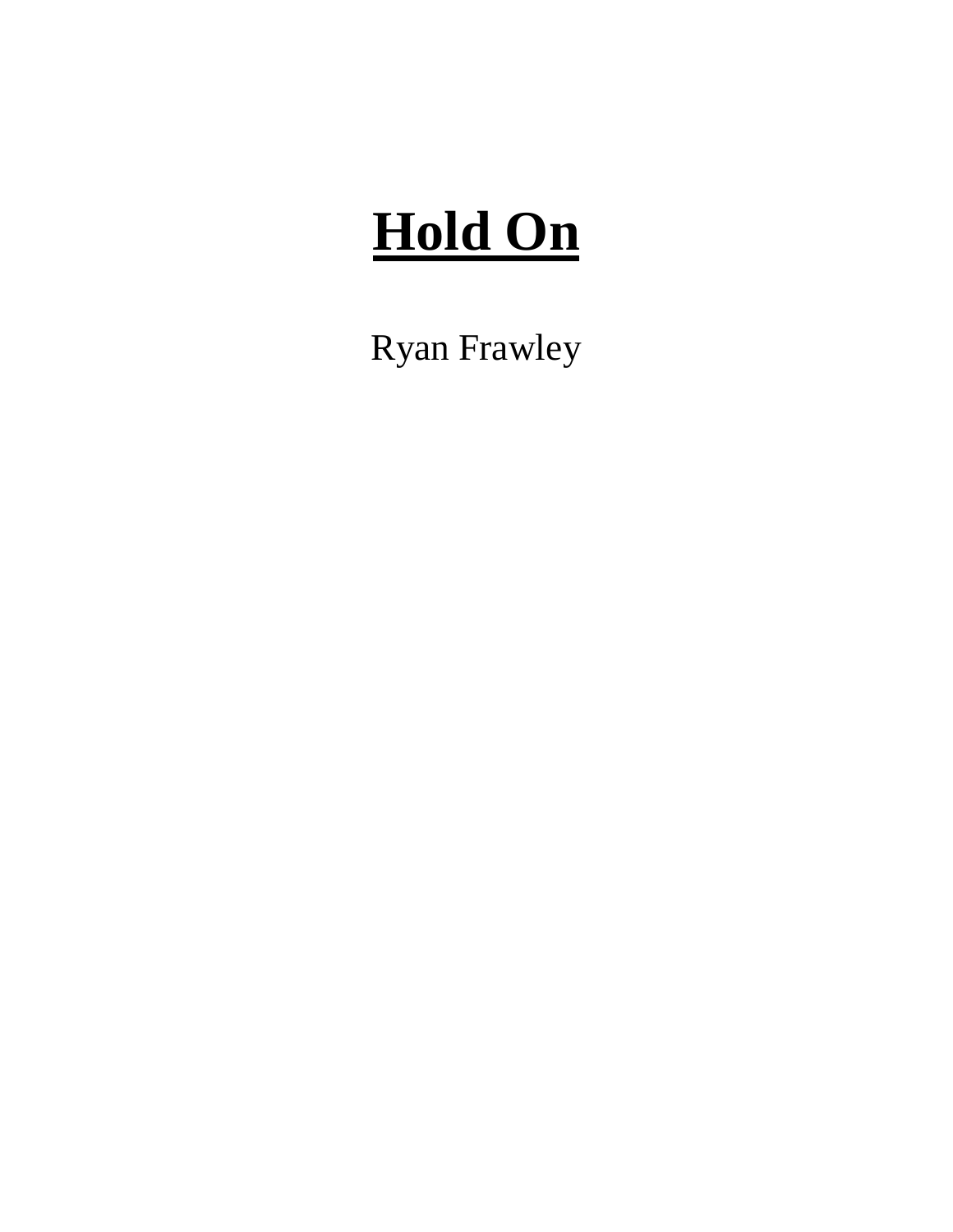# **Hold On**

Ryan Frawley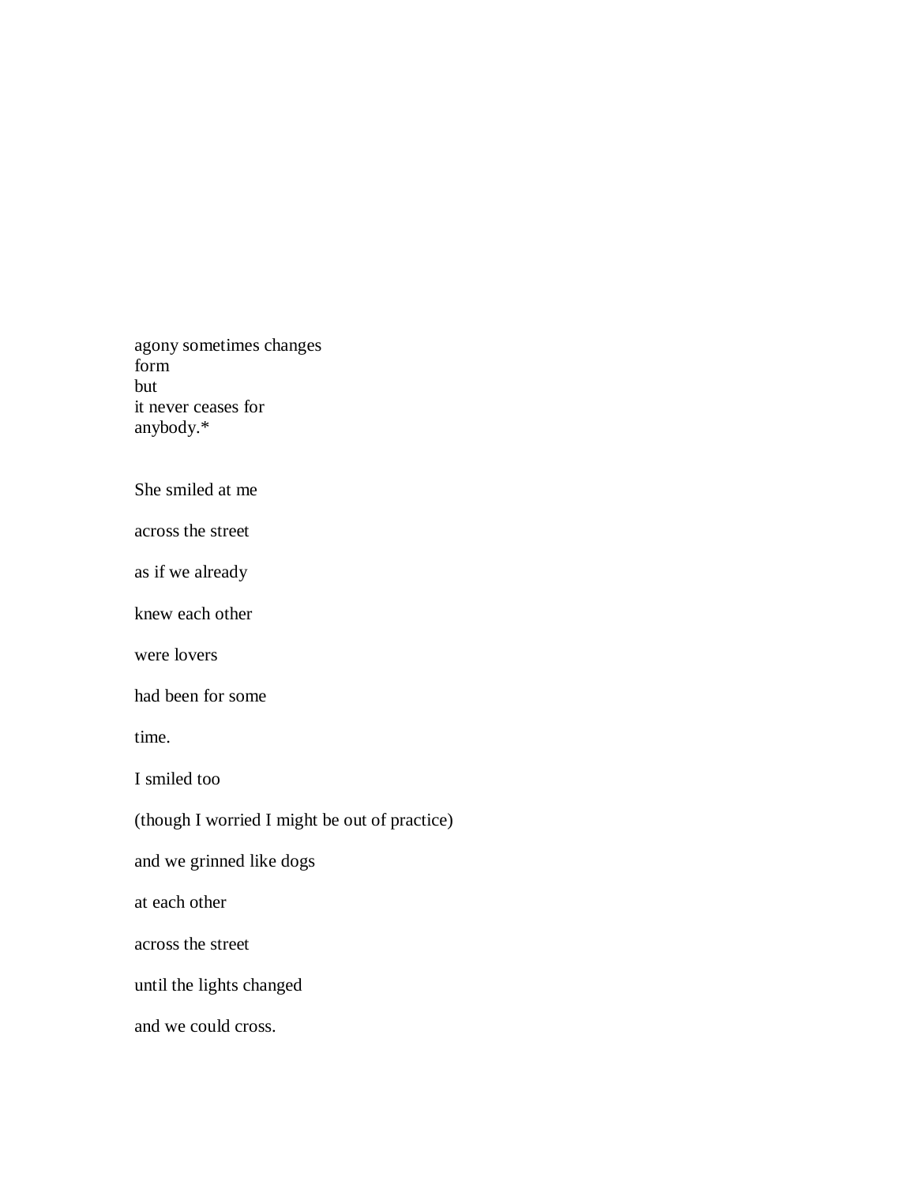agony sometimes changes  
form  
but  
it never ceases for  
anybody.*

She smiled at me

across the street

as if we already

knew each other

were lovers

had been for some

time.

I smiled too

(though I worried I might be out of practice)

and we grinned like dogs

at each other

across the street

until the lights changed

and we could cross.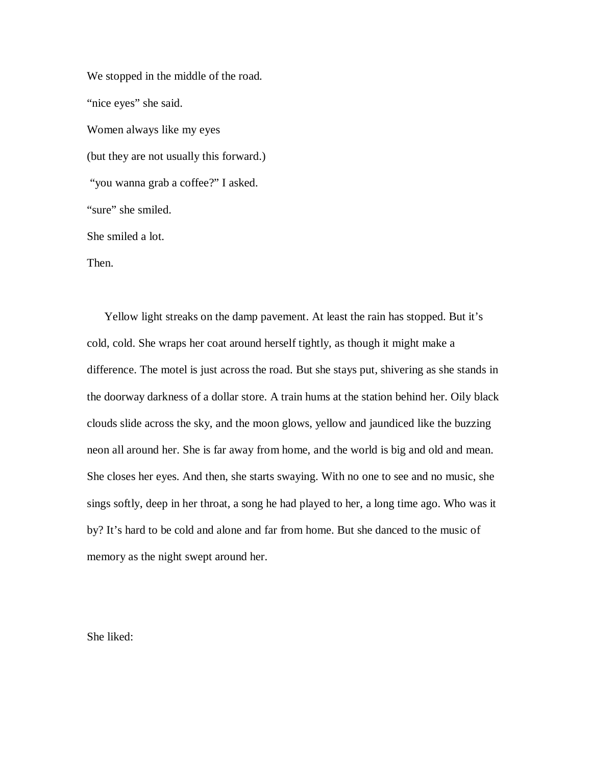We stopped in the middle of the road.

“nice eyes” she said.

Women always like my eyes

(but they are not usually this forward.)

“you wanna grab a coffee?” I asked.

“sure” she smiled.

She smiled a lot.

Then.

Yellow light streaks on the damp pavement. At least the rain has stopped. But it’s cold, cold. She wraps her coat around herself tightly, as though it might make a difference. The motel is just across the road. But she stays put, shivering as she stands in the doorway darkness of a dollar store. A train hums at the station behind her. Oily black clouds slide across the sky, and the moon glows, yellow and jaundiced like the buzzing neon all around her. She is far away from home, and the world is big and old and mean. She closes her eyes. And then, she starts swaying. With no one to see and no music, she sings softly, deep in her throat, a song he had played to her, a long time ago. Who was it by? It’s hard to be cold and alone and far from home. But she danced to the music of memory as the night swept around her.

She liked: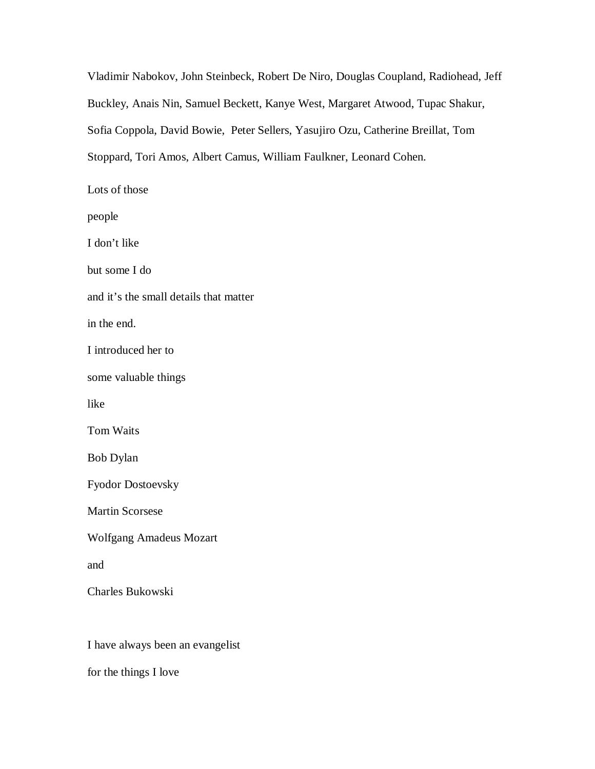Vladimir Nabokov, John Steinbeck, Robert De Niro, Douglas Coupland, Radiohead, Jeff Buckley, Anais Nin, Samuel Beckett, Kanye West, Margaret Atwood, Tupac Shakur, Sofia Coppola, David Bowie, Peter Sellers, Yasujiro Ozu, Catherine Breillat, Tom Stoppard, Tori Amos, Albert Camus, William Faulkner, Leonard Cohen.

Lots of those

people

I don't like

but some I do

and it's the small details that matter

in the end.

I introduced her to

some valuable things

like

Tom Waits

Bob Dylan

Fyodor Dostoevsky

Martin Scorsese

Wolfgang Amadeus Mozart

and

Charles Bukowski

I have always been an evangelist

for the things I love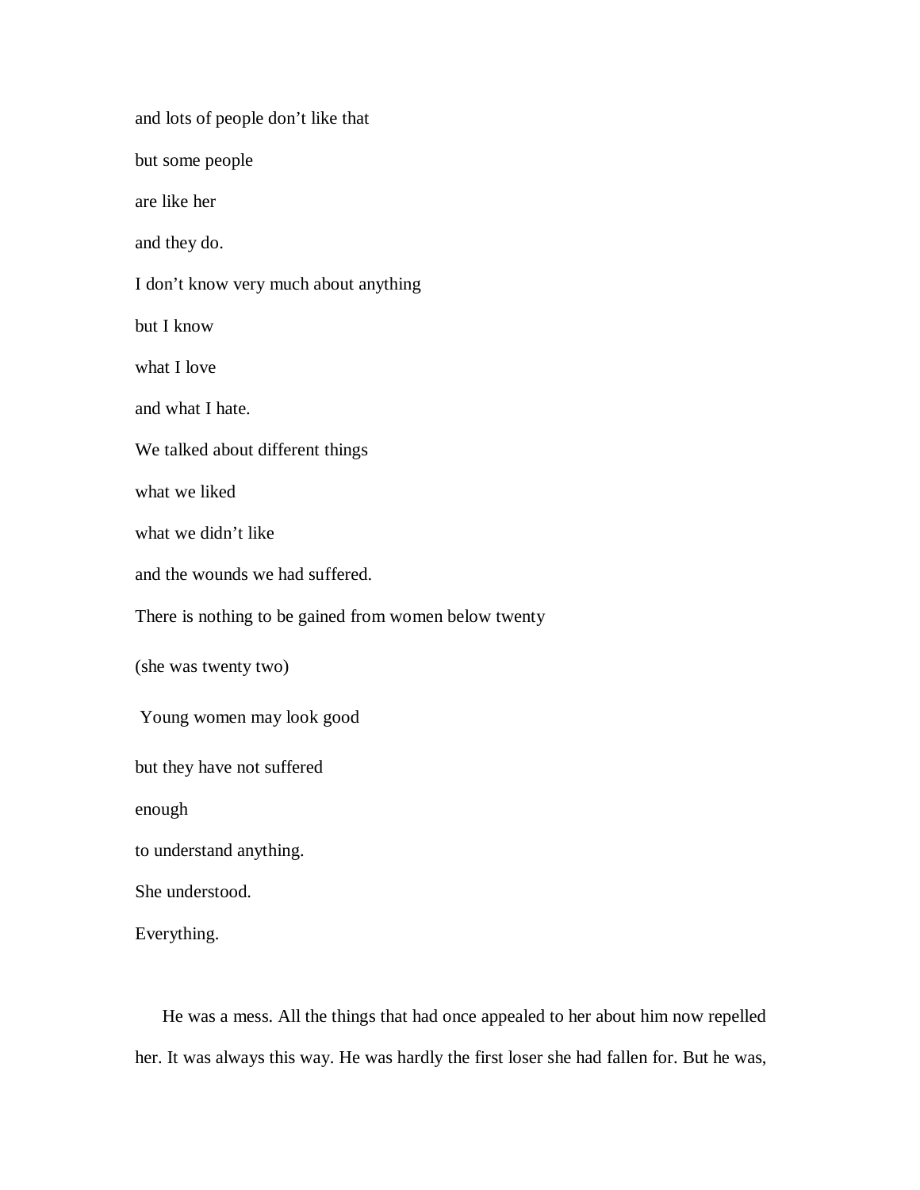and lots of people don't like that

but some people

are like her

and they do.

I don't know very much about anything

but I know

what I love

and what I hate.

We talked about different things

what we liked

what we didn't like

and the wounds we had suffered.

There is nothing to be gained from women below twenty

(she was twenty two)

Young women may look good

but they have not suffered

enough

to understand anything.

She understood.

Everything.

He was a mess. All the things that had once appealed to her about him now repelled her. It was always this way. He was hardly the first loser she had fallen for. But he was,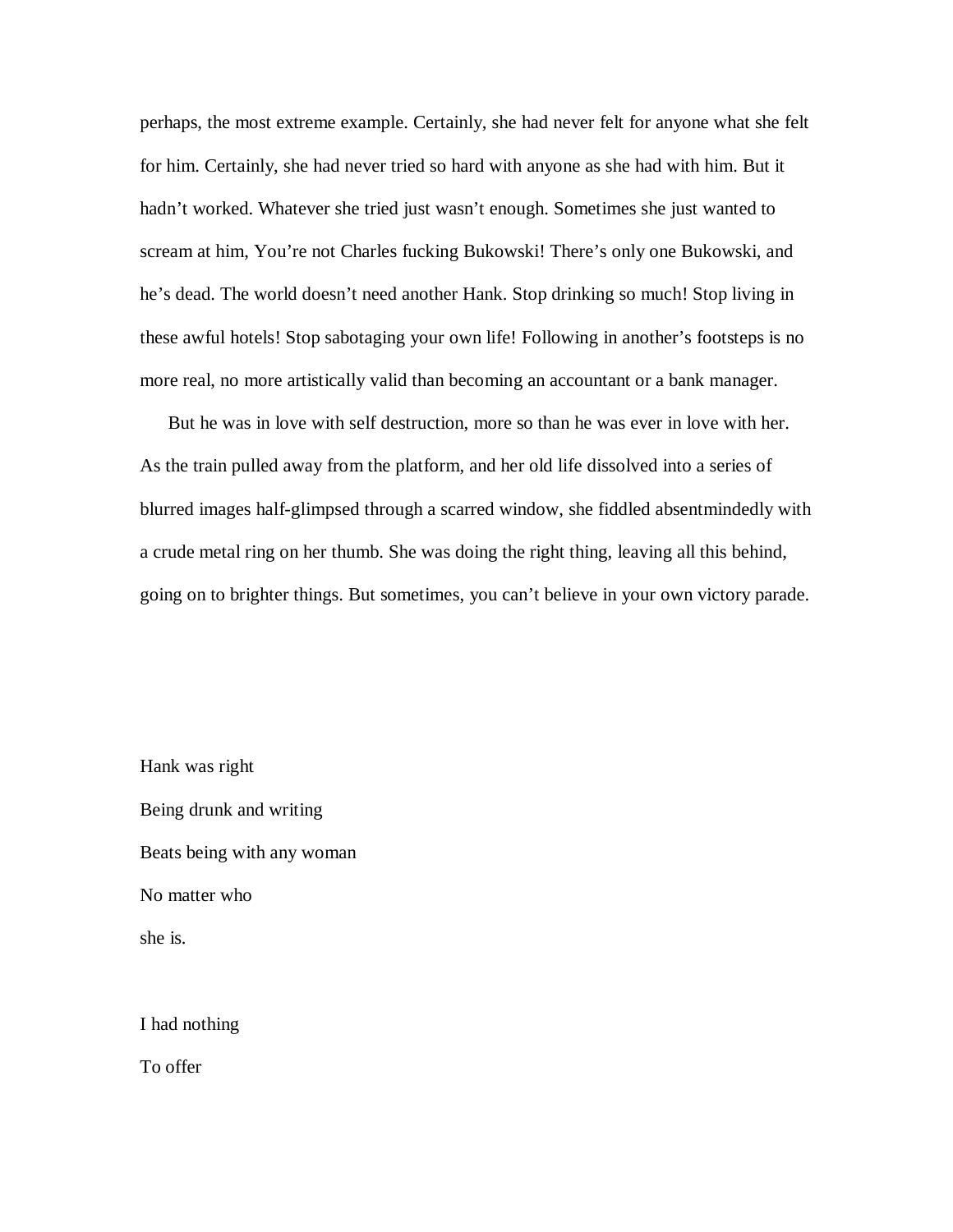perhaps, the most extreme example. Certainly, she had never felt for anyone what she felt for him. Certainly, she had never tried so hard with anyone as she had with him. But it hadn't worked. Whatever she tried just wasn't enough. Sometimes she just wanted to scream at him, You're not Charles fucking Bukowski! There's only one Bukowski, and he's dead. The world doesn't need another Hank. Stop drinking so much! Stop living in these awful hotels! Stop sabotaging your own life! Following in another's footsteps is no more real, no more artistically valid than becoming an accountant or a bank manager.

But he was in love with self destruction, more so than he was ever in love with her. As the train pulled away from the platform, and her old life dissolved into a series of blurred images half-glimpsed through a scarred window, she fiddled absentmindedly with a crude metal ring on her thumb. She was doing the right thing, leaving all this behind, going on to brighter things. But sometimes, you can't believe in your own victory parade.

Hank was right  
Being drunk and writing  
Beats being with any woman  
No matter who  
she is.

I had nothing  
To offer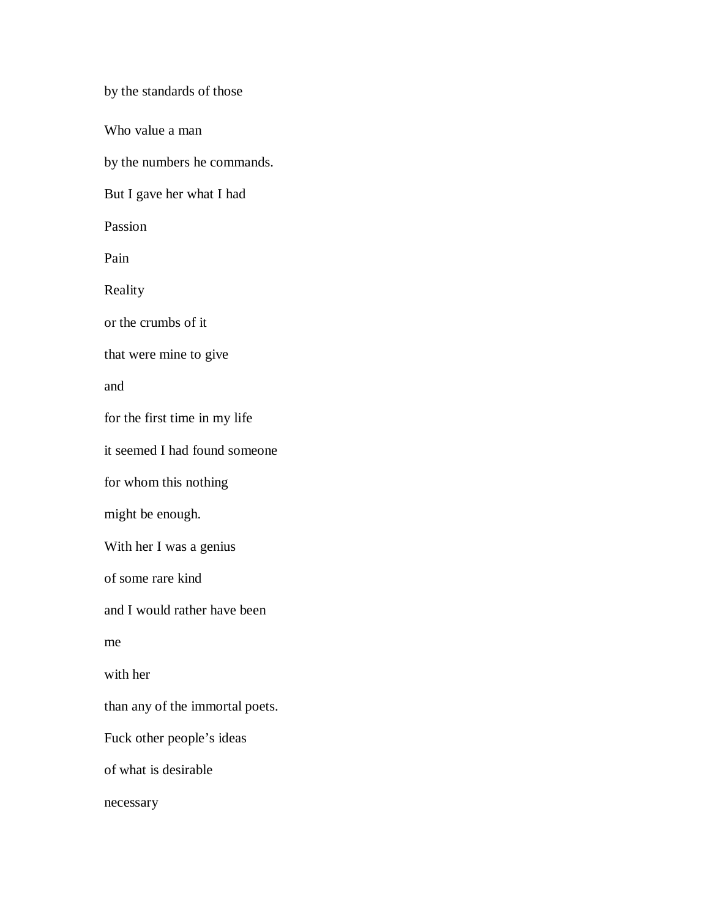by the standards of those

Who value a man

by the numbers he commands.

But I gave her what I had

Passion

Pain

Reality

or the crumbs of it

that were mine to give

and

for the first time in my life

it seemed I had found someone

for whom this nothing

might be enough.

With her I was a genius

of some rare kind

and I would rather have been

me

with her

than any of the immortal poets.

Fuck other people's ideas

of what is desirable

necessary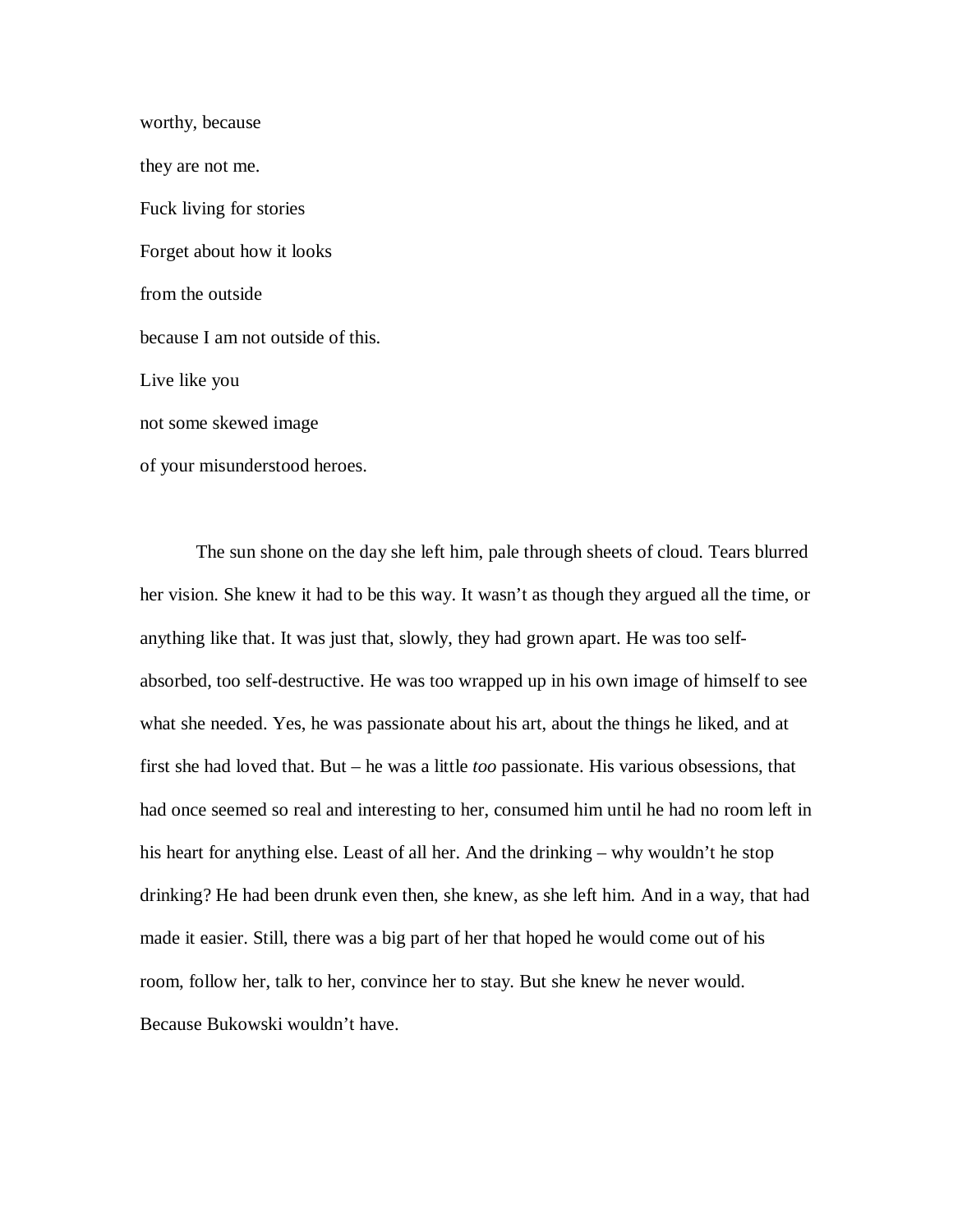worthy, because

they are not me.

Fuck living for stories

Forget about how it looks

from the outside

because I am not outside of this.

Live like you

not some skewed image

of your misunderstood heroes.

The sun shone on the day she left him, pale through sheets of cloud. Tears blurred her vision. She knew it had to be this way. It wasn't as though they argued all the time, or anything like that. It was just that, slowly, they had grown apart. He was too self-absorbed, too self-destructive. He was too wrapped up in his own image of himself to see what she needed. Yes, he was passionate about his art, about the things he liked, and at first she had loved that. But – he was a little *too* passionate. His various obsessions, that had once seemed so real and interesting to her, consumed him until he had no room left in his heart for anything else. Least of all her. And the drinking – why wouldn't he stop drinking? He had been drunk even then, she knew, as she left him. And in a way, that had made it easier. Still, there was a big part of her that hoped he would come out of his room, follow her, talk to her, convince her to stay. But she knew he never would. Because Bukowski wouldn't have.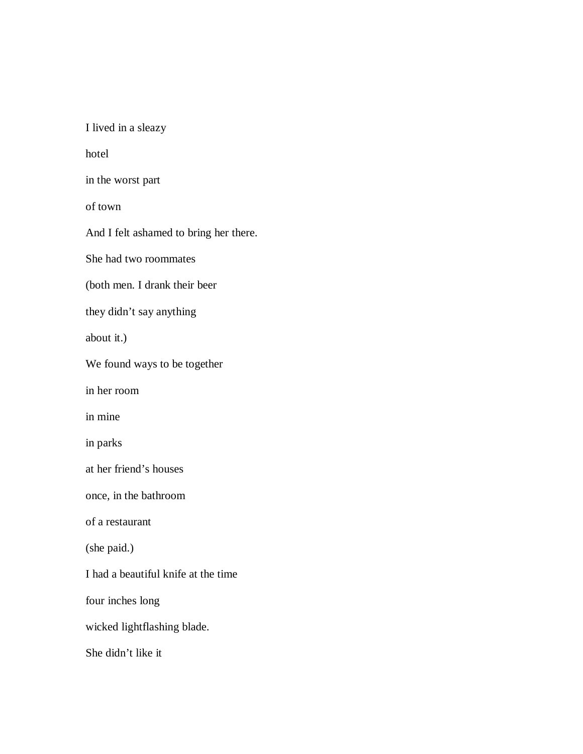I lived in a sleazy

hotel

in the worst part

of town

And I felt ashamed to bring her there.

She had two roommates

(both men. I drank their beer

they didn't say anything

about it.)

We found ways to be together

in her room

in mine

in parks

at her friend's houses

once, in the bathroom

of a restaurant

(she paid.)

I had a beautiful knife at the time

four inches long

wicked lightflashing blade.

She didn't like it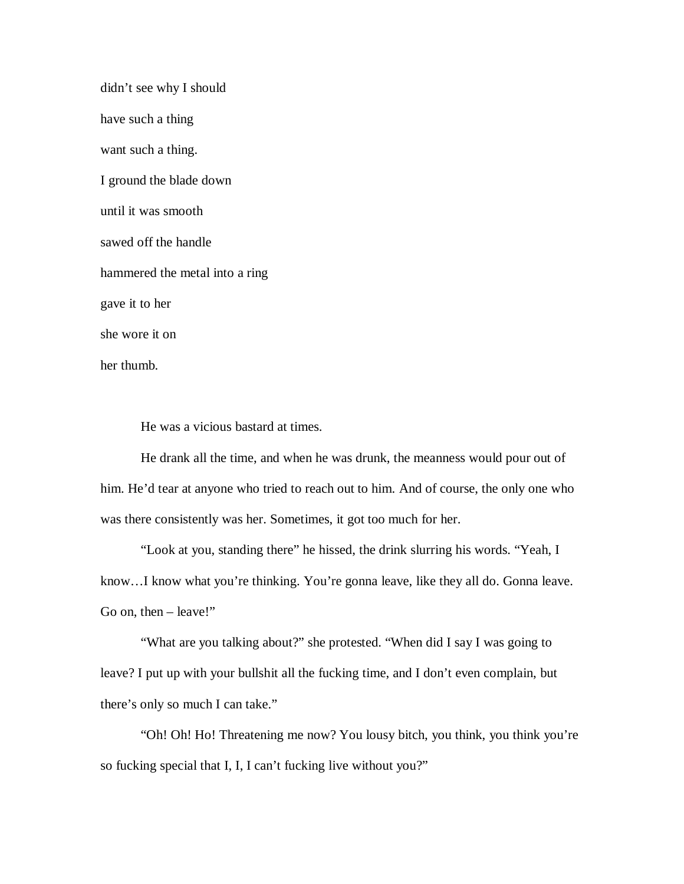didn't see why I should

have such a thing

want such a thing.

I ground the blade down

until it was smooth

sawed off the handle

hammered the metal into a ring

gave it to her

she wore it on

her thumb.

He was a vicious bastard at times.

He drank all the time, and when he was drunk, the meanness would pour out of him. He'd tear at anyone who tried to reach out to him. And of course, the only one who was there consistently was her. Sometimes, it got too much for her.

"Look at you, standing there" he hissed, the drink slurring his words. "Yeah, I know…I know what you're thinking. You're gonna leave, like they all do. Gonna leave. Go on, then – leave!"

"What are you talking about?" she protested. "When did I say I was going to leave? I put up with your bullshit all the fucking time, and I don't even complain, but there's only so much I can take."

"Oh! Oh! Ho! Threatening me now? You lousy bitch, you think, you think you're so fucking special that I, I, I can't fucking live without you?"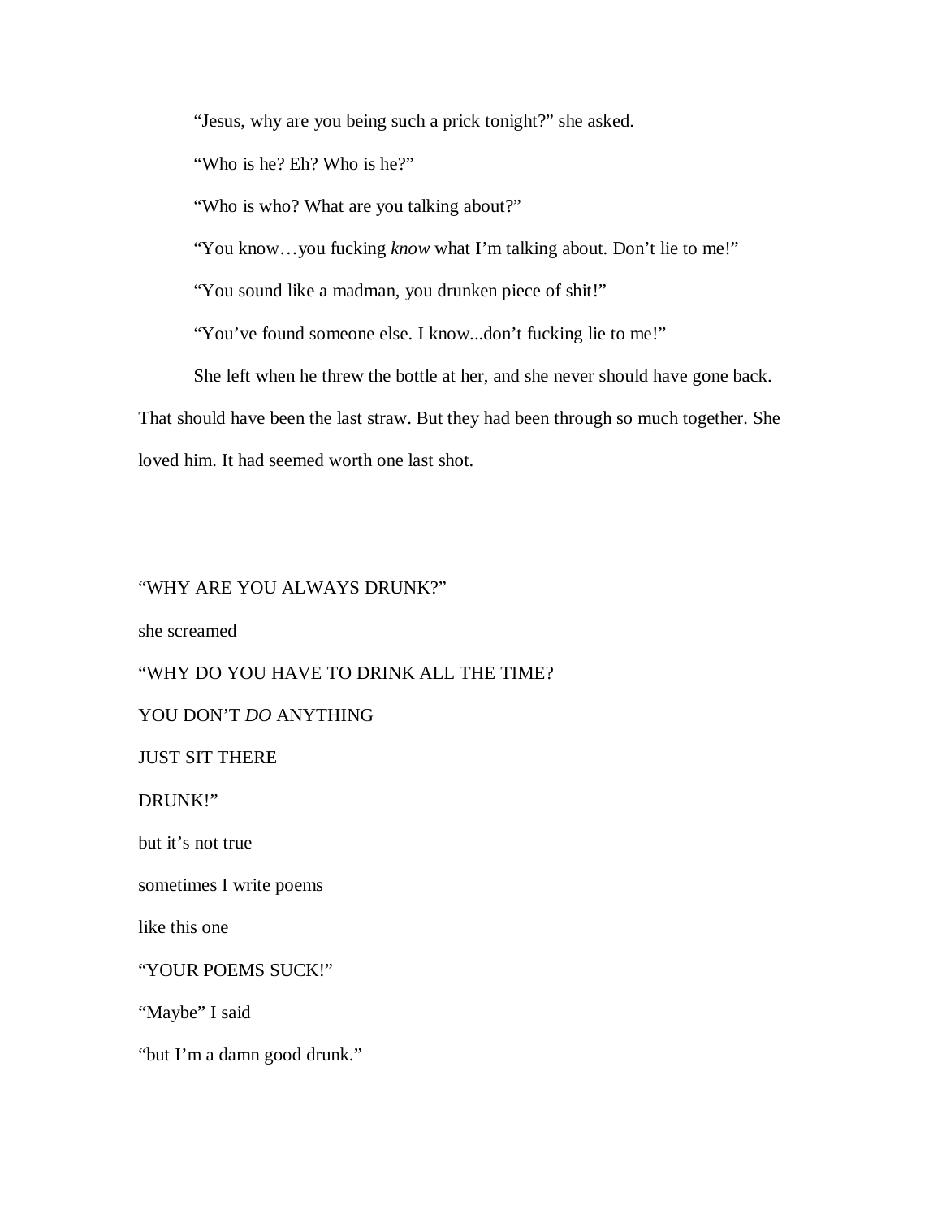"Jesus, why are you being such a prick tonight?" she asked.

"Who is he? Eh? Who is he?"

"Who is who? What are you talking about?"

"You know…you fucking *know* what I'm talking about. Don't lie to me!"

"You sound like a madman, you drunken piece of shit!"

"You've found someone else. I know...don't fucking lie to me!"

She left when he threw the bottle at her, and she never should have gone back. That should have been the last straw. But they had been through so much together. She loved him. It had seemed worth one last shot.

"WHY ARE YOU ALWAYS DRUNK?"

she screamed

"WHY DO YOU HAVE TO DRINK ALL THE TIME?

YOU DON'T *DO* ANYTHING

JUST SIT THERE

DRUNK!"

but it's not true

sometimes I write poems

like this one

"YOUR POEMS SUCK!"

"Maybe" I said

"but I'm a damn good drunk."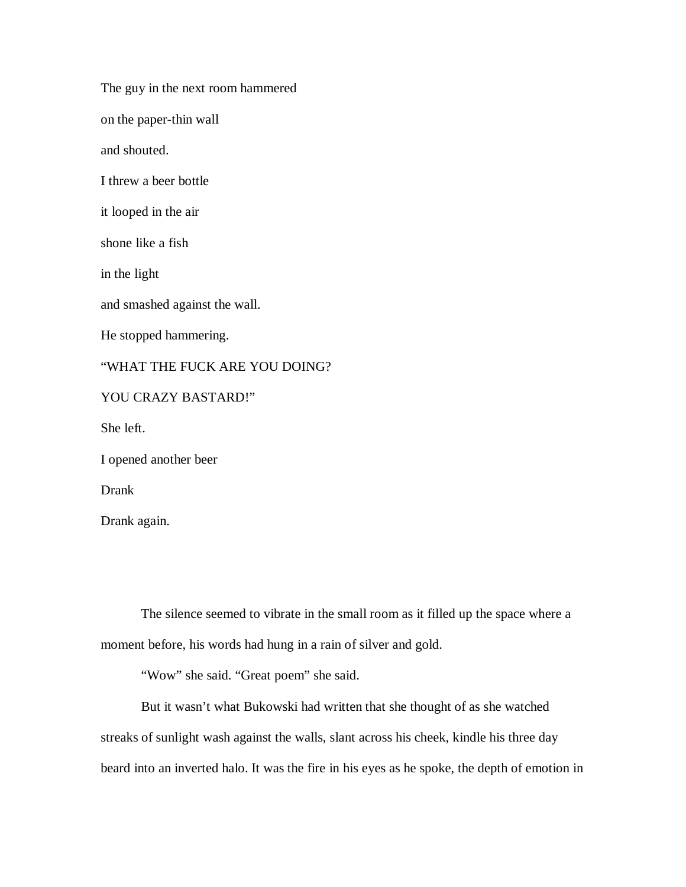The guy in the next room hammered

on the paper-thin wall

and shouted.

I threw a beer bottle

it looped in the air

shone like a fish

in the light

and smashed against the wall.

He stopped hammering.

“WHAT THE FUCK ARE YOU DOING?

YOU CRAZY BASTARD!”

She left.

I opened another beer

Drank

Drank again.

The silence seemed to vibrate in the small room as it filled up the space where a moment before, his words had hung in a rain of silver and gold.

“Wow” she said. “Great poem” she said.

But it wasn’t what Bukowski had written that she thought of as she watched streaks of sunlight wash against the walls, slant across his cheek, kindle his three day beard into an inverted halo. It was the fire in his eyes as he spoke, the depth of emotion in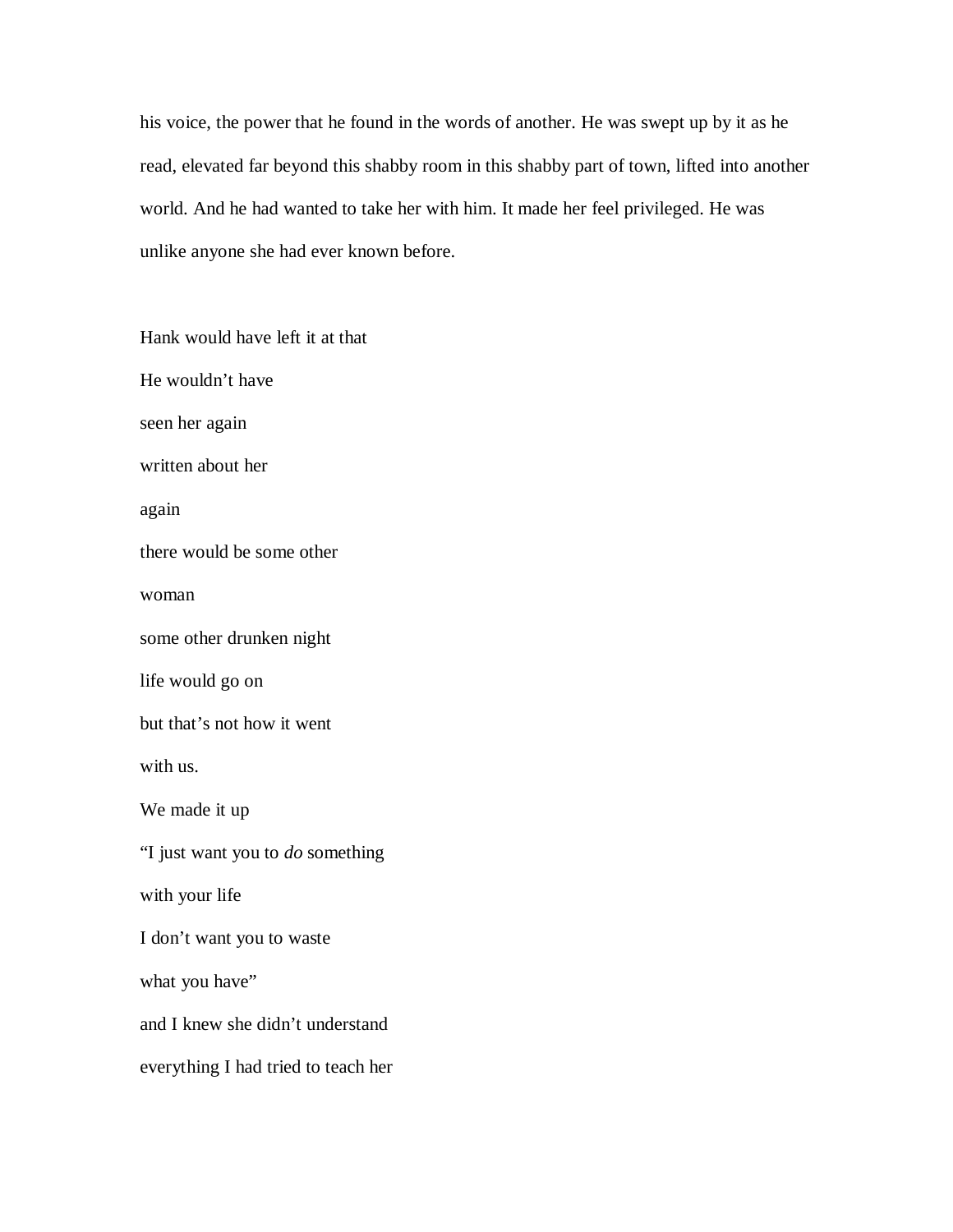his voice, the power that he found in the words of another. He was swept up by it as he read, elevated far beyond this shabby room in this shabby part of town, lifted into another world. And he had wanted to take her with him. It made her feel privileged. He was unlike anyone she had ever known before.

Hank would have left it at that  
He wouldn’t have  
seen her again  
written about her  
again  
there would be some other  
woman  
some other drunken night  
life would go on  
but that’s not how it went  
with us.  
We made it up  
“I just want you to *do* something  
with your life  
I don’t want you to waste  
what you have”  
and I knew she didn’t understand  
everything I had tried to teach her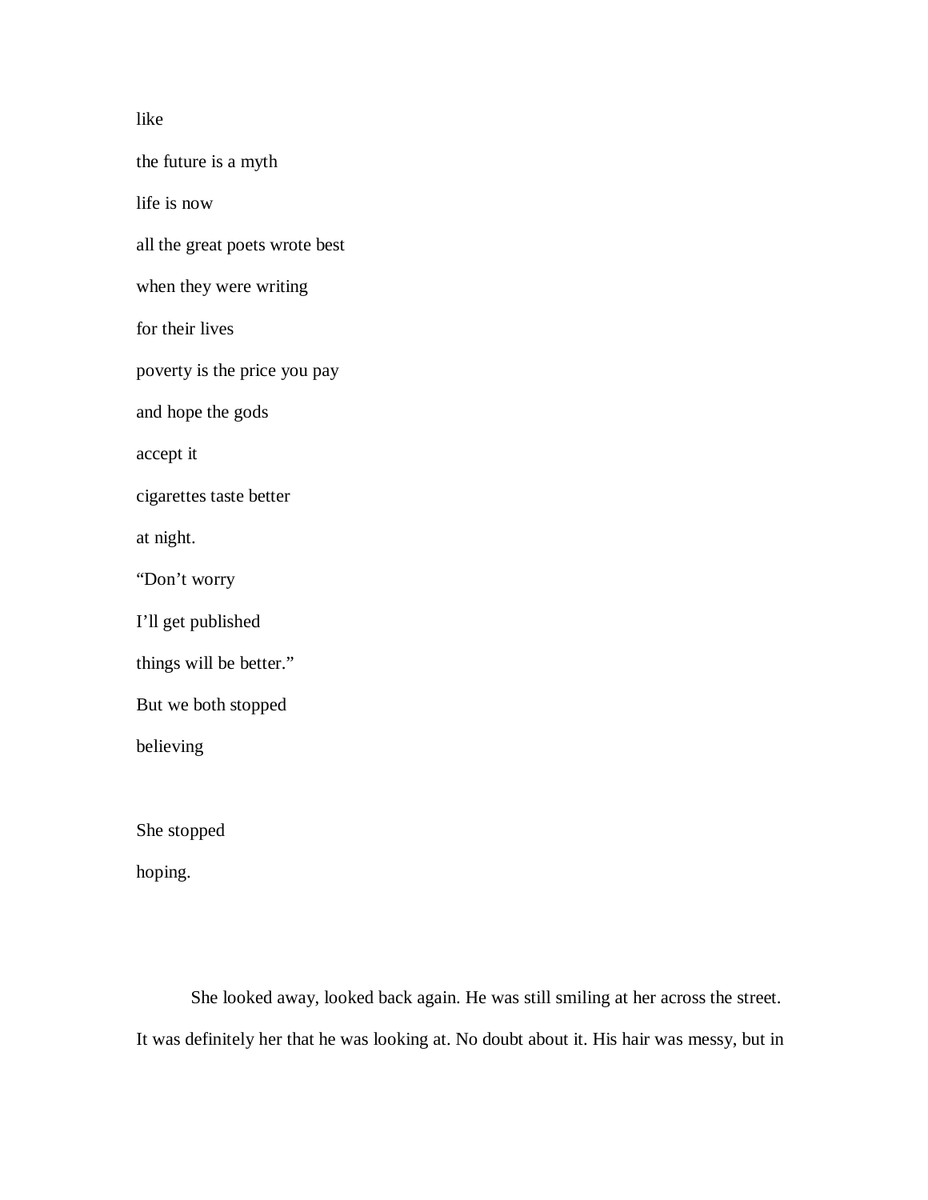like

the future is a myth

life is now

all the great poets wrote best

when they were writing

for their lives

poverty is the price you pay

and hope the gods

accept it

cigarettes taste better

at night.

"Don't worry

I'll get published

things will be better."

But we both stopped

believing

She stopped

hoping.

She looked away, looked back again. He was still smiling at her across the street. It was definitely her that he was looking at. No doubt about it. His hair was messy, but in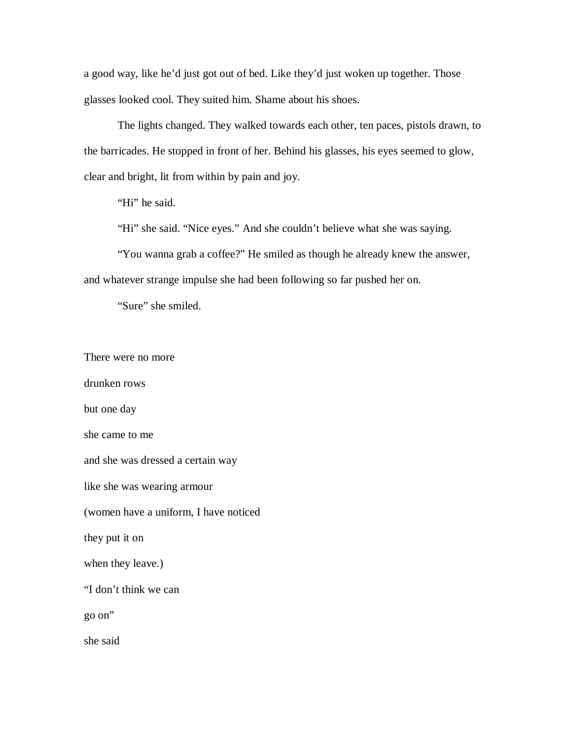a good way, like he'd just got out of bed. Like they'd just woken up together. Those glasses looked cool. They suited him. Shame about his shoes.

The lights changed. They walked towards each other, ten paces, pistols drawn, to the barricades. He stopped in front of her. Behind his glasses, his eyes seemed to glow, clear and bright, lit from within by pain and joy.

"Hi" he said.

"Hi" she said. "Nice eyes." And she couldn't believe what she was saying.

"You wanna grab a coffee?" He smiled as though he already knew the answer, and whatever strange impulse she had been following so far pushed her on.

"Sure" she smiled.

There were no more  
drunken rows  
but one day  
she came to me  
and she was dressed a certain way  
like she was wearing armour  
(women have a uniform, I have noticed  
they put it on  
when they leave.)  
"I don't think we can  
go on"  
she said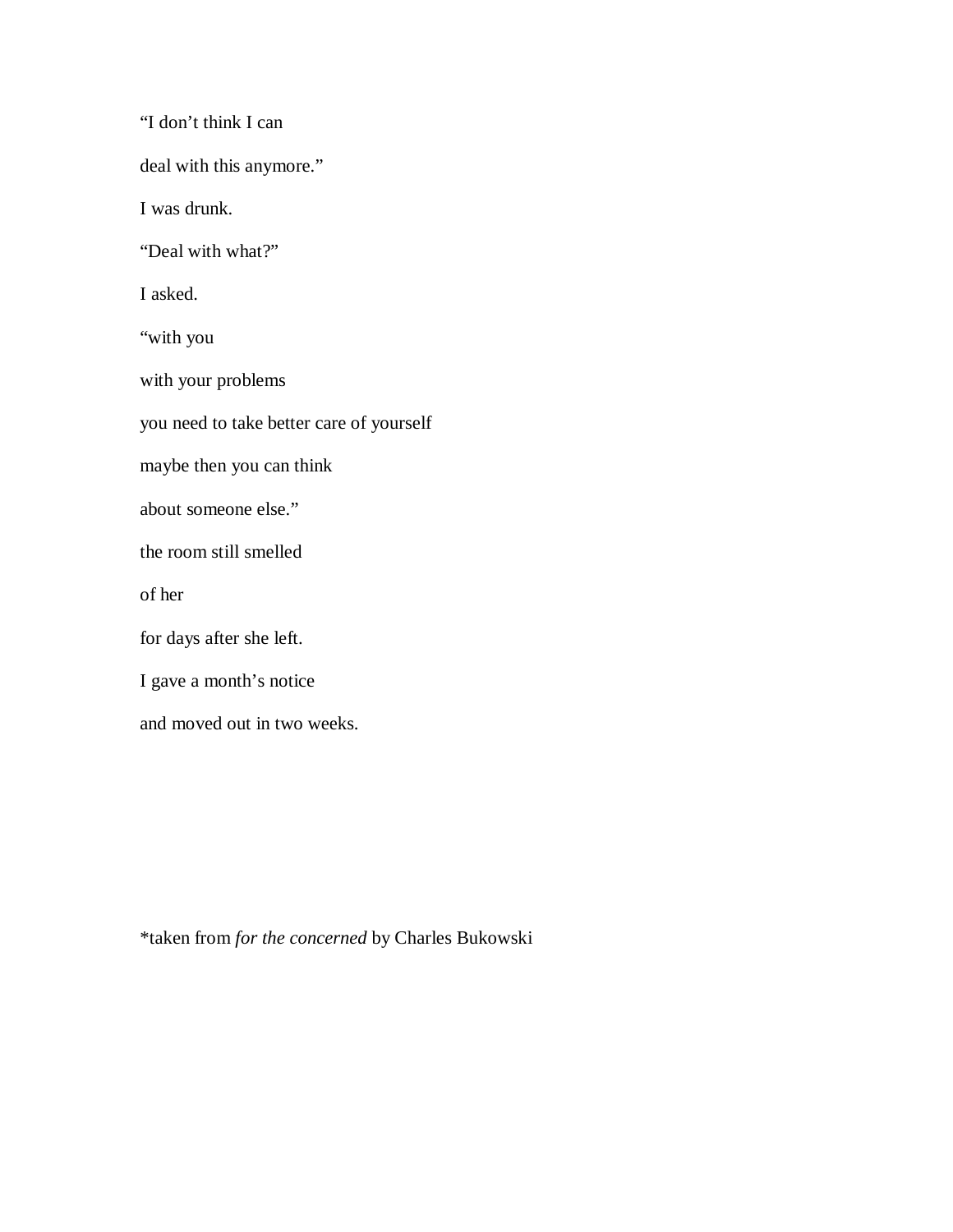"I don't think I can

deal with this anymore."

I was drunk.

"Deal with what?"

I asked.

"with you

with your problems

you need to take better care of yourself

maybe then you can think

about someone else."

the room still smelled

of her

for days after she left.

I gave a month's notice

and moved out in two weeks.

*taken from *for the concerned* by Charles Bukowski